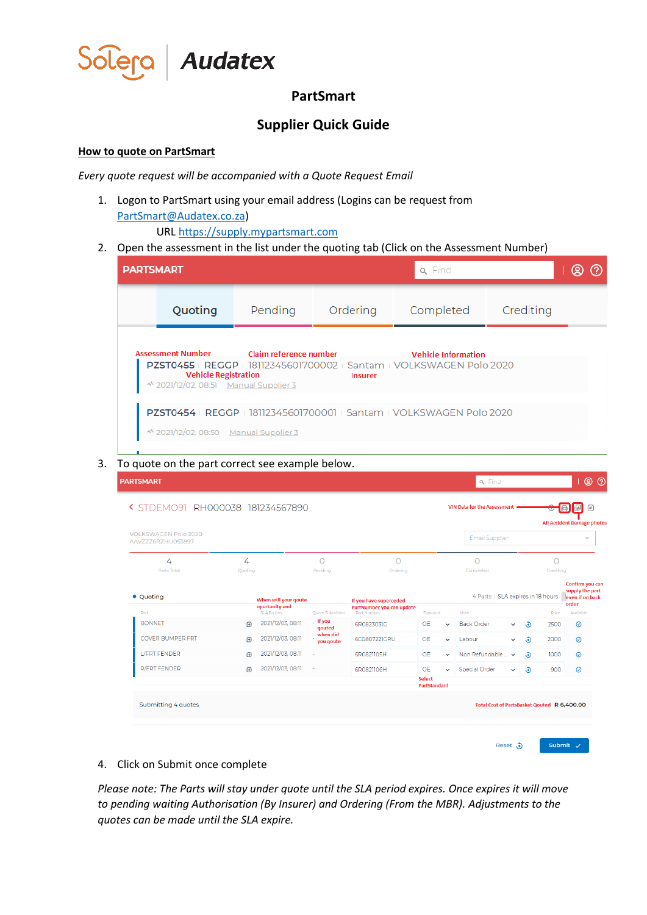Solera | Audatex

# PartSmart

# Supplier Quick Guide

## How to quote on PartSmart

*Every quote request will be accompanied with a Quote Request Email*

1. Logon to PartSmart using your email address (Logins can be request from PartSmart@Audatex.co.za)
   URL https://supply.mypartsmart.com
2. Open the assessment in the list under the quoting tab (Click on the Assessment Number)

   PARTSMART

   Quoting | Pending | Ordering | Completed | Crediting

   Assessment Number — Claim reference number — Vehicle Information — Vehicle Registration — Insurer

   PZST0455 | REGGP | 18112345601700002 | Santam | VOLKSWAGEN Polo 2020
   2021/12/02, 08:51 Manual Supplier 3

   PZST0454 | REGGP | 18112345601700001 | Santam | VOLKSWAGEN Polo 2020
   2021/12/02, 08:50 Manual Supplier 3

3. To quote on the part correct see example below.

   PARTSMART

   STDEMO91 | RH000038 | 181234567890

   VIN Data for the Assessment — All Accident Damage photos

   VOLKSWAGEN Polo 2020
   AAVZZZ6RZHU053897

   Email Supplier

   | 4 | 4 | 0 | 0 | 0 | 0 |
   |---|---|---|---|---|---|
   | Parts Total | Quoting | Pending | Ordering | Completed | Crediting |

   • Quoting — 4 Parts | SLA expires in 18 hours

   | Part | SLA Expires | Quote Submitted | Part Number | Standard | Note | Price | Available |
   |---|---|---|---|---|---|---|---|
   | BONNET | 2021/12/03, 08:11 | - | 6R0823031G | OE | Back Order | 2500 | ✓ |
   | COVER BUMPER FRT | 2021/12/03, 08:11 | - | 6C0807221GRU | OE | Labour | 2000 | ✓ |
   | L/FRT FENDER | 2021/12/03, 08:11 | - | 6R0821105H | OE | Non Refundable ... | 1000 | ✓ |
   | R/FRT FENDER | 2021/12/03, 08:11 | - | 6R0821106H | OE | Special Order | 900 | ✓ |

   Annotations: When will your quote opportunity end; If you quoted when did you quote; If you have superceded PartNumber you can update; Select PartStandard; Confirm you can supply the part even if on back order

   Submitting 4 quotes — Total Cost of PartsBasket Quoted R 6,400.00

   Reset | Submit

4. Click on Submit once complete

*Please note: The Parts will stay under quote until the SLA period expires. Once expires it will move to pending waiting Authorisation (By Insurer) and Ordering (From the MBR). Adjustments to the quotes can be made until the SLA expire.*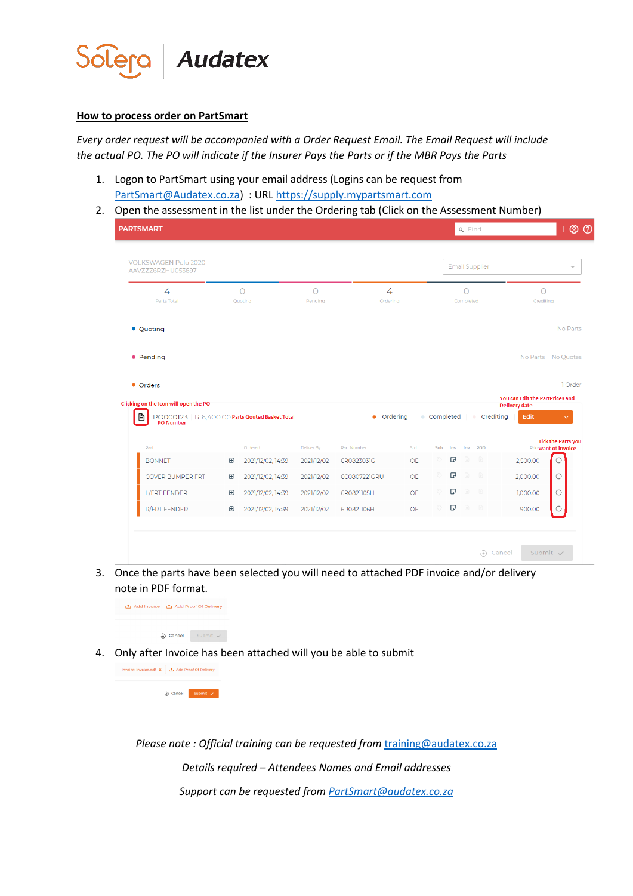## How to process order on PartSmart

*Every order request will be accompanied with a Order Request Email. The Email Request will include the actual PO. The PO will indicate if the Insurer Pays the Parts or if the MBR Pays the Parts*

1. Logon to PartSmart using your email address (Logins can be request from PartSmart@Audatex.co.za) : URL https://supply.mypartsmart.com
2. Open the assessment in the list under the Ordering tab (Click on the Assessment Number)

PARTSMART

VOLKSWAGEN Polo 2020
AAVZZZ6RZHU053897

Email Supplier

4 Parts Total | 0 Quoting | 0 Pending | 4 Ordering | 0 Completed | 0 Crediting

Quoting — No Parts

Pending — No Parts | No Quotes

Orders — 1 Order

Clicking on the Icon will open the PO

You can Edit the PartPrices and Delivery date

PO000123 — PO Number — R 6,400.00 Parts Qouted Basket Total — Ordering — Completed — Crediting — Edit

Tick the Parts you want ot invoice

| Part | | Ordered | Deliver By | Part Number | Std. | Price |
|---|---|---|---|---|---|---|
| BONNET | ⊕ | 2021/12/02, 14:39 | 2021/12/02 | 6R0823031G | OE | 2,500.00 |
| COVER BUMPER FRT | ⊕ | 2021/12/02, 14:39 | 2021/12/02 | 6C0807221GRU | OE | 2,000.00 |
| L/FRT FENDER | ⊕ | 2021/12/02, 14:39 | 2021/12/02 | 6R0821105H | OE | 1,000.00 |
| R/FRT FENDER | ⊕ | 2021/12/02, 14:39 | 2021/12/02 | 6R0821106H | OE | 900.00 |

Cancel — Submit

3. Once the parts have been selected you will need to attached PDF invoice and/or delivery note in PDF format.

Add Invoice — Add Proof Of Delivery

Cancel — Submit

4. Only after Invoice has been attached will you be able to submit

Invoice: Invoice.pdf × — Add Proof Of Delivery

Cancel — Submit

*Please note : Official training can be requested from training@audatex.co.za*

*Details required – Attendees Names and Email addresses*

*Support can be requested from PartSmart@audatex.co.za*